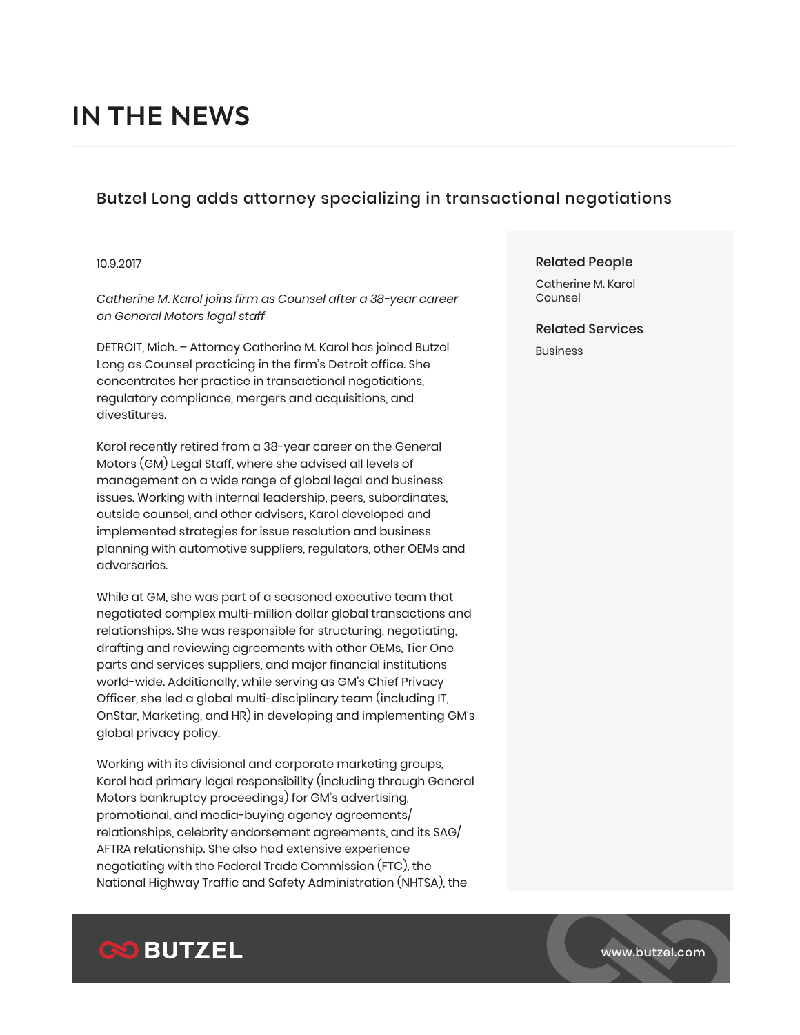# IN THE NEWS

## Butzel Long adds attorney specializing in transactional negotiations

10.9.2017

*Catherine M. Karol joins firm as Counsel after a 38-year career on General Motors legal staff*

DETROIT, Mich. – Attorney Catherine M. Karol has joined Butzel Long as Counsel practicing in the firm's Detroit office. She concentrates her practice in transactional negotiations, regulatory compliance, mergers and acquisitions, and divestitures.

Karol recently retired from a 38-year career on the General Motors (GM) Legal Staff, where she advised all levels of management on a wide range of global legal and business issues. Working with internal leadership, peers, subordinates, outside counsel, and other advisers, Karol developed and implemented strategies for issue resolution and business planning with automotive suppliers, regulators, other OEMs and adversaries.

While at GM, she was part of a seasoned executive team that negotiated complex multi-million dollar global transactions and relationships. She was responsible for structuring, negotiating, drafting and reviewing agreements with other OEMs, Tier One parts and services suppliers, and major financial institutions world-wide. Additionally, while serving as GM's Chief Privacy Officer, she led a global multi-disciplinary team (including IT, OnStar, Marketing, and HR) in developing and implementing GM's global privacy policy.

Working with its divisional and corporate marketing groups, Karol had primary legal responsibility (including through General Motors bankruptcy proceedings) for GM's advertising, promotional, and media-buying agency agreements/ relationships, celebrity endorsement agreements, and its SAG/ AFTRA relationship. She also had extensive experience negotiating with the Federal Trade Commission (FTC), the National Highway Traffic and Safety Administration (NHTSA), the

### Related People

Catherine M. Karol
Counsel

### Related Services

Business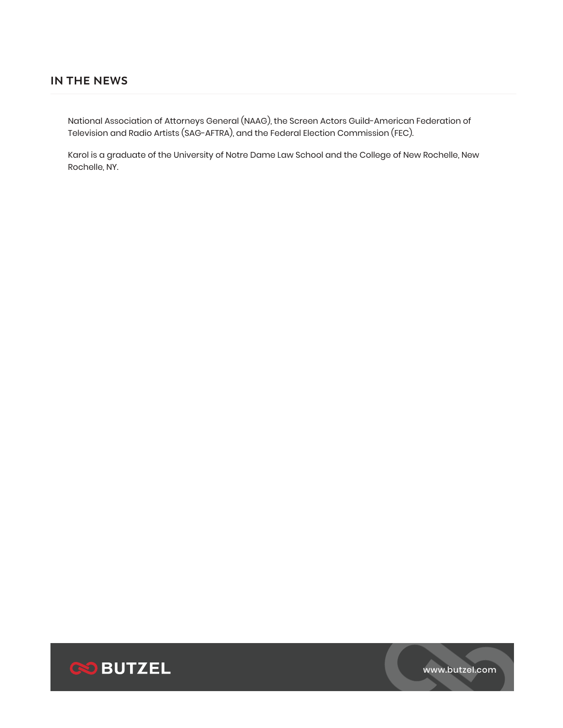## IN THE NEWS

National Association of Attorneys General (NAAG), the Screen Actors Guild-American Federation of Television and Radio Artists (SAG-AFTRA), and the Federal Election Commission (FEC).

Karol is a graduate of the University of Notre Dame Law School and the College of New Rochelle, New Rochelle, NY.